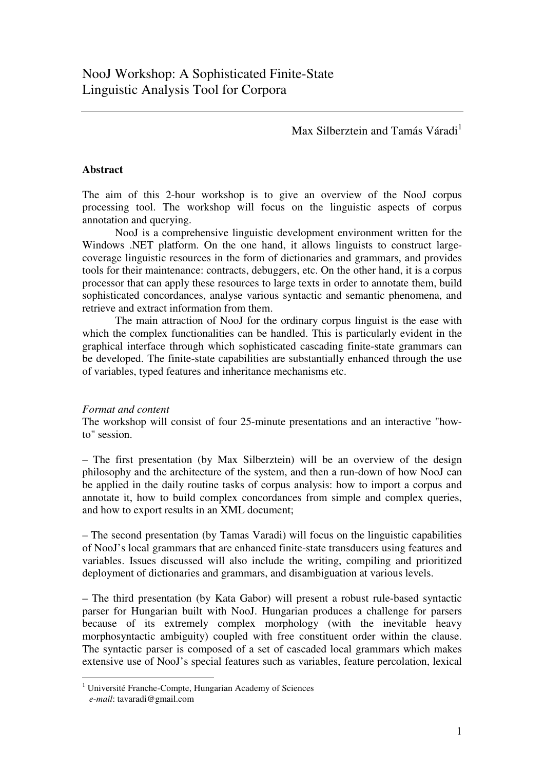# NooJ Workshop: A Sophisticated Finite-State Linguistic Analysis Tool for Corpora

Max Silberztein and Tamás Váradi[1]

**Abstract**

The aim of this 2-hour workshop is to give an overview of the NooJ corpus processing tool. The workshop will focus on the linguistic aspects of corpus annotation and querying.

NooJ is a comprehensive linguistic development environment written for the Windows .NET platform. On the one hand, it allows linguists to construct large-coverage linguistic resources in the form of dictionaries and grammars, and provides tools for their maintenance: contracts, debuggers, etc. On the other hand, it is a corpus processor that can apply these resources to large texts in order to annotate them, build sophisticated concordances, analyse various syntactic and semantic phenomena, and retrieve and extract information from them.

The main attraction of NooJ for the ordinary corpus linguist is the ease with which the complex functionalities can be handled. This is particularly evident in the graphical interface through which sophisticated cascading finite-state grammars can be developed. The finite-state capabilities are substantially enhanced through the use of variables, typed features and inheritance mechanisms etc.

*Format and content*

The workshop will consist of four 25-minute presentations and an interactive "how-to" session.

– The first presentation (by Max Silberztein) will be an overview of the design philosophy and the architecture of the system, and then a run-down of how NooJ can be applied in the daily routine tasks of corpus analysis: how to import a corpus and annotate it, how to build complex concordances from simple and complex queries, and how to export results in an XML document;

– The second presentation (by Tamas Varadi) will focus on the linguistic capabilities of NooJ's local grammars that are enhanced finite-state transducers using features and variables. Issues discussed will also include the writing, compiling and prioritized deployment of dictionaries and grammars, and disambiguation at various levels.

– The third presentation (by Kata Gabor) will present a robust rule-based syntactic parser for Hungarian built with NooJ. Hungarian produces a challenge for parsers because of its extremely complex morphology (with the inevitable heavy morphosyntactic ambiguity) coupled with free constituent order within the clause. The syntactic parser is composed of a set of cascaded local grammars which makes extensive use of NooJ's special features such as variables, feature percolation, lexical

---

[1] Université Franche-Compte, Hungarian Academy of Sciences
*e-mail*: tavaradi@gmail.com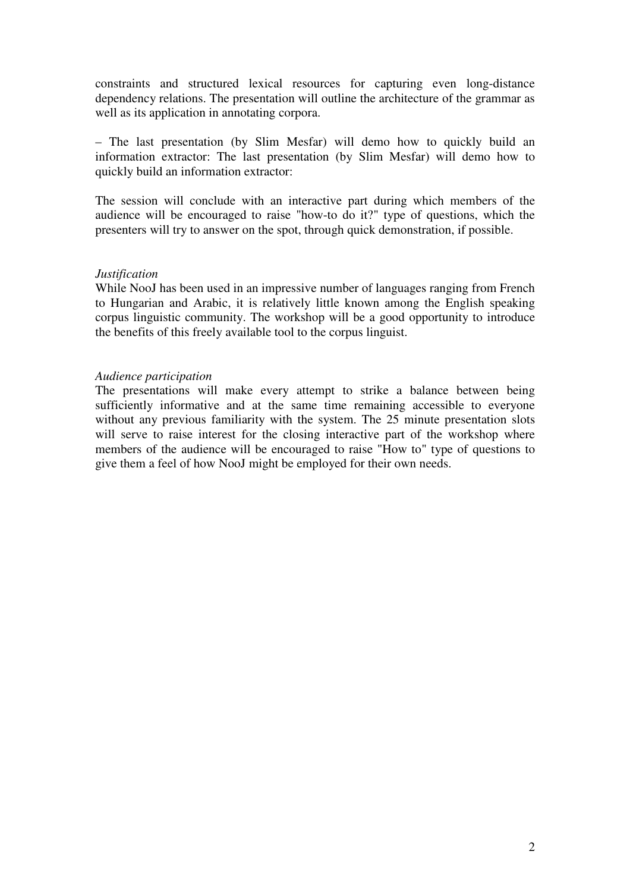constraints and structured lexical resources for capturing even long-distance dependency relations. The presentation will outline the architecture of the grammar as well as its application in annotating corpora.

– The last presentation (by Slim Mesfar) will demo how to quickly build an information extractor: The last presentation (by Slim Mesfar) will demo how to quickly build an information extractor:

The session will conclude with an interactive part during which members of the audience will be encouraged to raise "how-to do it?" type of questions, which the presenters will try to answer on the spot, through quick demonstration, if possible.

*Justification*

While NooJ has been used in an impressive number of languages ranging from French to Hungarian and Arabic, it is relatively little known among the English speaking corpus linguistic community. The workshop will be a good opportunity to introduce the benefits of this freely available tool to the corpus linguist.

*Audience participation*

The presentations will make every attempt to strike a balance between being sufficiently informative and at the same time remaining accessible to everyone without any previous familiarity with the system. The 25 minute presentation slots will serve to raise interest for the closing interactive part of the workshop where members of the audience will be encouraged to raise "How to" type of questions to give them a feel of how NooJ might be employed for their own needs.